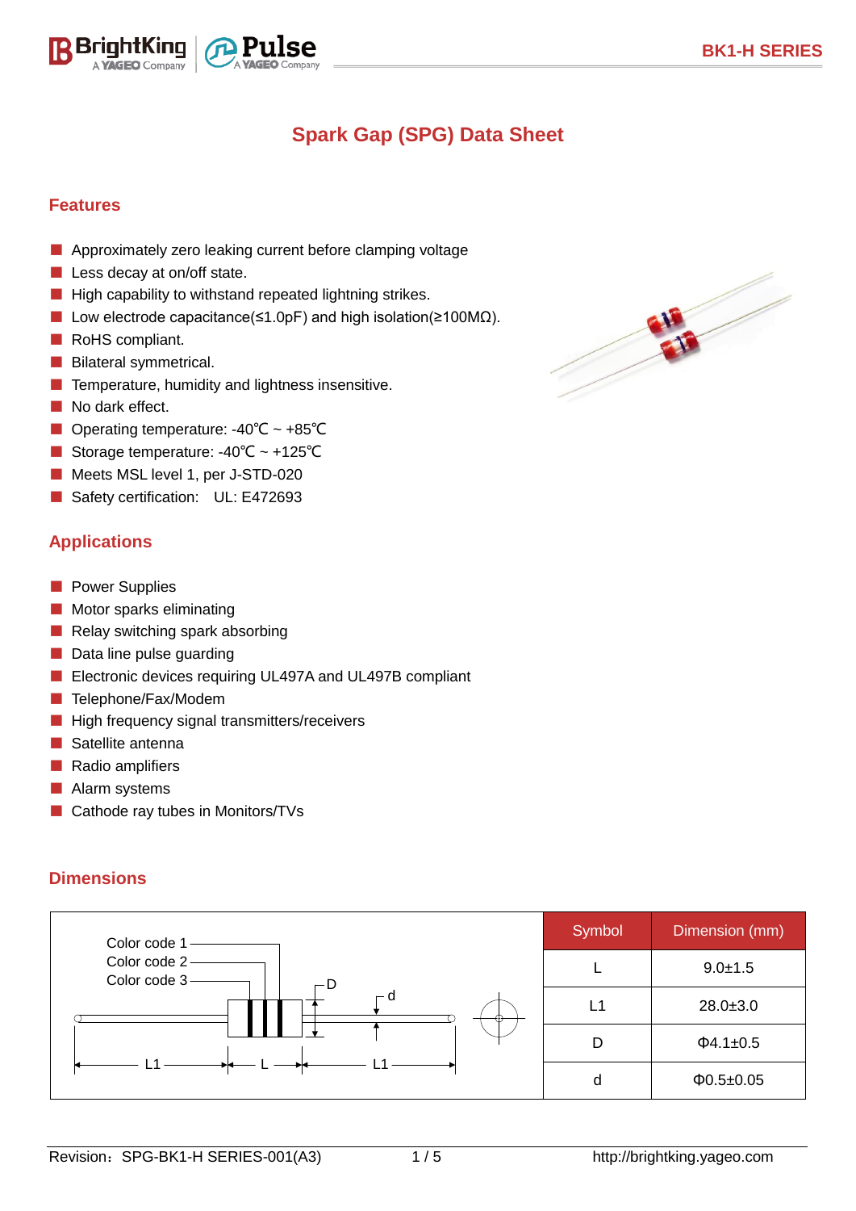# Spark Gap (SPG) Data Sheet

## Features

- Approximately zero leaking current before clamping voltage
- Less decay at on/off state.
- High capability to withstand repeated lightning strikes.
- Low electrode capacitance(≤1.0pF) and high isolation(≥100MΩ).
- RoHS compliant.
- Bilateral symmetrical.
- Temperature, humidity and lightness insensitive.
- No dark effect.
- Operating temperature: -40℃ ~ +85℃
- Storage temperature: -40℃ ~ +125℃
- Meets MSL level 1, per J-STD-020
- Safety certification:  UL: E472693

## Applications

- Power Supplies
- Motor sparks eliminating
- Relay switching spark absorbing
- Data line pulse guarding
- Electronic devices requiring UL497A and UL497B compliant
- Telephone/Fax/Modem
- High frequency signal transmitters/receivers
- Satellite antenna
- Radio amplifiers
- Alarm systems
- Cathode ray tubes in Monitors/TVs

## Dimensions

Color code 1
Color code 2
Color code 3
D
d
L1 — L — L1

| Symbol | Dimension (mm) |
|---|---|
| L | 9.0±1.5 |
| L1 | 28.0±3.0 |
| D | Φ4.1±0.5 |
| d | Φ0.5±0.05 |

Revision：SPG-BK1-H SERIES-001(A3)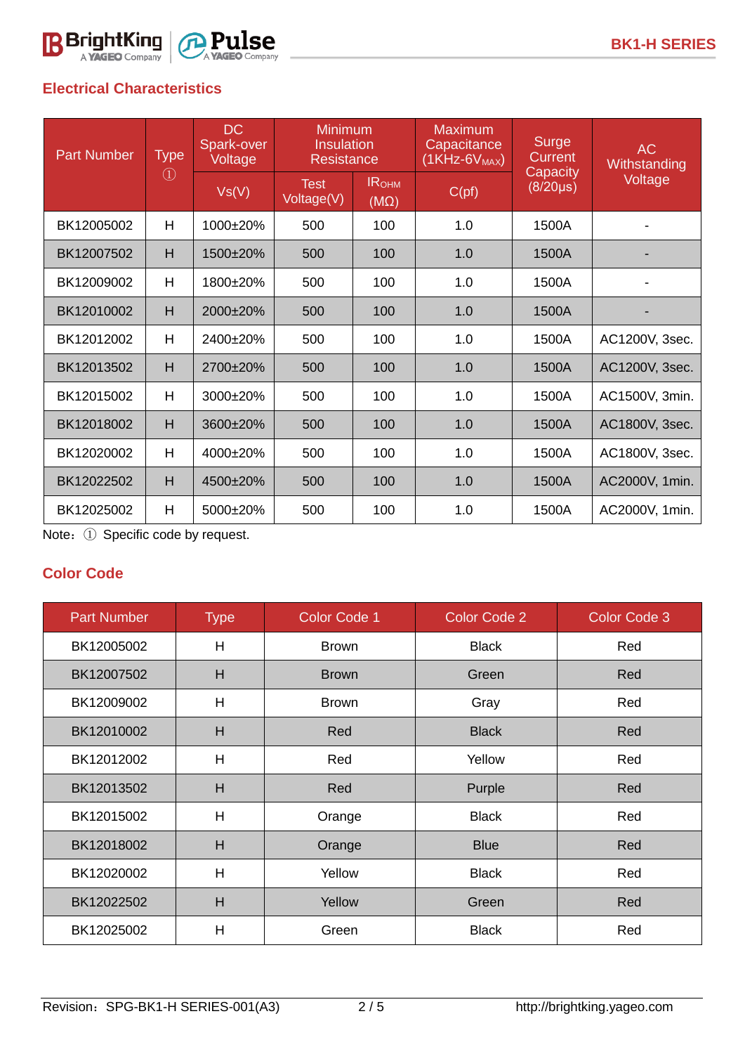## Electrical Characteristics

| Part Number | Type ① | DC Spark-over Voltage | Minimum Insulation Resistance | | Maximum Capacitance (1KHz-6$V_{MAX}$) | Surge Current Capacity (8/20μs) | AC Withstanding Voltage |
|---|---|---|---|---|---|---|---|
| | | Vs(V) | Test Voltage(V) | $IR_{OHM}$ (MΩ) | C(pf) | | |
| BK12005002 | H | 1000±20% | 500 | 100 | 1.0 | 1500A | - |
| BK12007502 | H | 1500±20% | 500 | 100 | 1.0 | 1500A | - |
| BK12009002 | H | 1800±20% | 500 | 100 | 1.0 | 1500A | - |
| BK12010002 | H | 2000±20% | 500 | 100 | 1.0 | 1500A | - |
| BK12012002 | H | 2400±20% | 500 | 100 | 1.0 | 1500A | AC1200V, 3sec. |
| BK12013502 | H | 2700±20% | 500 | 100 | 1.0 | 1500A | AC1200V, 3sec. |
| BK12015002 | H | 3000±20% | 500 | 100 | 1.0 | 1500A | AC1500V, 3min. |
| BK12018002 | H | 3600±20% | 500 | 100 | 1.0 | 1500A | AC1800V, 3sec. |
| BK12020002 | H | 4000±20% | 500 | 100 | 1.0 | 1500A | AC1800V, 3sec. |
| BK12022502 | H | 4500±20% | 500 | 100 | 1.0 | 1500A | AC2000V, 1min. |
| BK12025002 | H | 5000±20% | 500 | 100 | 1.0 | 1500A | AC2000V, 1min. |

Note：① Specific code by request.

## Color Code

| Part Number | Type | Color Code 1 | Color Code 2 | Color Code 3 |
|---|---|---|---|---|
| BK12005002 | H | Brown | Black | Red |
| BK12007502 | H | Brown | Green | Red |
| BK12009002 | H | Brown | Gray | Red |
| BK12010002 | H | Red | Black | Red |
| BK12012002 | H | Red | Yellow | Red |
| BK12013502 | H | Red | Purple | Red |
| BK12015002 | H | Orange | Black | Red |
| BK12018002 | H | Orange | Blue | Red |
| BK12020002 | H | Yellow | Black | Red |
| BK12022502 | H | Yellow | Green | Red |
| BK12025002 | H | Green | Black | Red |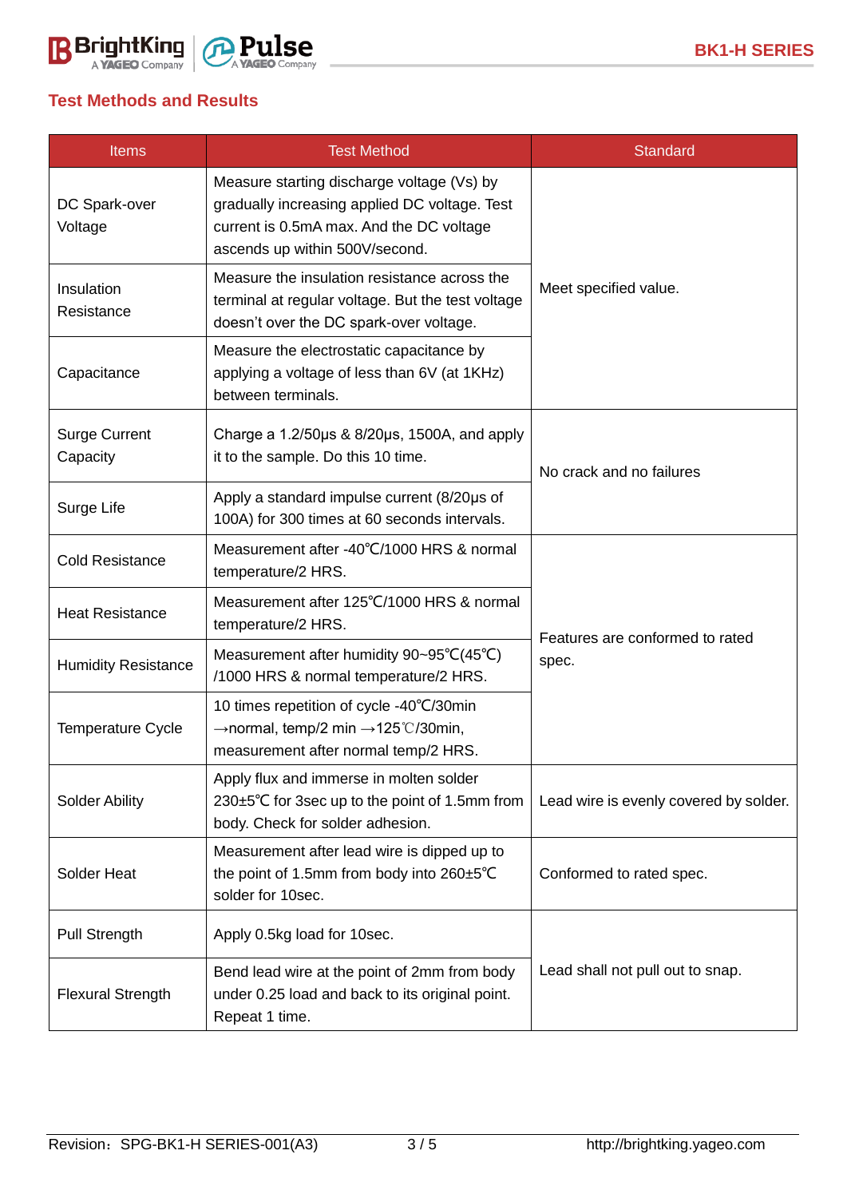## Test Methods and Results

| Items | Test Method | Standard |
|---|---|---|
| DC Spark-over Voltage | Measure starting discharge voltage (Vs) by gradually increasing applied DC voltage. Test current is 0.5mA max. And the DC voltage ascends up within 500V/second. | Meet specified value. |
| Insulation Resistance | Measure the insulation resistance across the terminal at regular voltage. But the test voltage doesn't over the DC spark-over voltage. | |
| Capacitance | Measure the electrostatic capacitance by applying a voltage of less than 6V (at 1KHz) between terminals. | |
| Surge Current Capacity | Charge a 1.2/50μs & 8/20μs, 1500A, and apply it to the sample. Do this 10 time. | No crack and no failures |
| Surge Life | Apply a standard impulse current (8/20μs of 100A) for 300 times at 60 seconds intervals. | |
| Cold Resistance | Measurement after -40℃/1000 HRS & normal temperature/2 HRS. | Features are conformed to rated spec. |
| Heat Resistance | Measurement after 125℃/1000 HRS & normal temperature/2 HRS. | |
| Humidity Resistance | Measurement after humidity 90~95℃(45℃) /1000 HRS & normal temperature/2 HRS. | |
| Temperature Cycle | 10 times repetition of cycle -40℃/30min →normal, temp/2 min →125℃/30min, measurement after normal temp/2 HRS. | |
| Solder Ability | Apply flux and immerse in molten solder 230±5℃ for 3sec up to the point of 1.5mm from body. Check for solder adhesion. | Lead wire is evenly covered by solder. |
| Solder Heat | Measurement after lead wire is dipped up to the point of 1.5mm from body into 260±5℃ solder for 10sec. | Conformed to rated spec. |
| Pull Strength | Apply 0.5kg load for 10sec. | Lead shall not pull out to snap. |
| Flexural Strength | Bend lead wire at the point of 2mm from body under 0.25 load and back to its original point. Repeat 1 time. | |

Revision：SPG-BK1-H SERIES-001(A3)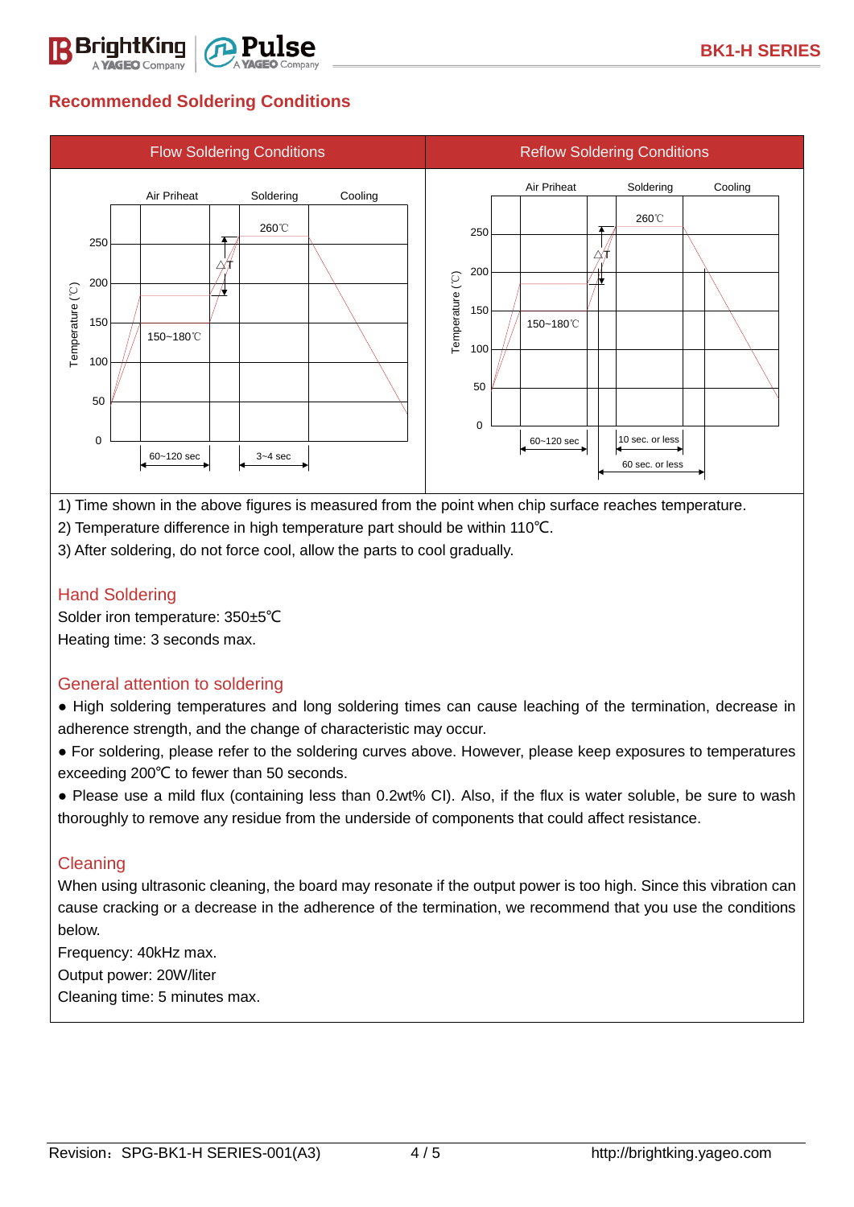## Recommended Soldering Conditions

| Flow Soldering Conditions | Reflow Soldering Conditions |
| --- | --- |
| Air Priheat / Soldering / Cooling; Temperature (℃); 260℃; △T; 150~180℃; 60~120 sec; 3~4 sec | Air Priheat / Soldering / Cooling; Temperature (℃); 260℃; △T; 150~180℃; 60~120 sec; 10 sec. or less; 60 sec. or less |

1) Time shown in the above figures is measured from the point when chip surface reaches temperature.
2) Temperature difference in high temperature part should be within 110℃.
3) After soldering, do not force cool, allow the parts to cool gradually.

### Hand Soldering

Solder iron temperature: 350±5℃
Heating time: 3 seconds max.

### General attention to soldering

- High soldering temperatures and long soldering times can cause leaching of the termination, decrease in adherence strength, and the change of characteristic may occur.
- For soldering, please refer to the soldering curves above. However, please keep exposures to temperatures exceeding 200℃ to fewer than 50 seconds.
- Please use a mild flux (containing less than 0.2wt% CI). Also, if the flux is water soluble, be sure to wash thoroughly to remove any residue from the underside of components that could affect resistance.

### Cleaning

When using ultrasonic cleaning, the board may resonate if the output power is too high. Since this vibration can cause cracking or a decrease in the adherence of the termination, we recommend that you use the conditions below.
Frequency: 40kHz max.
Output power: 20W/liter
Cleaning time: 5 minutes max.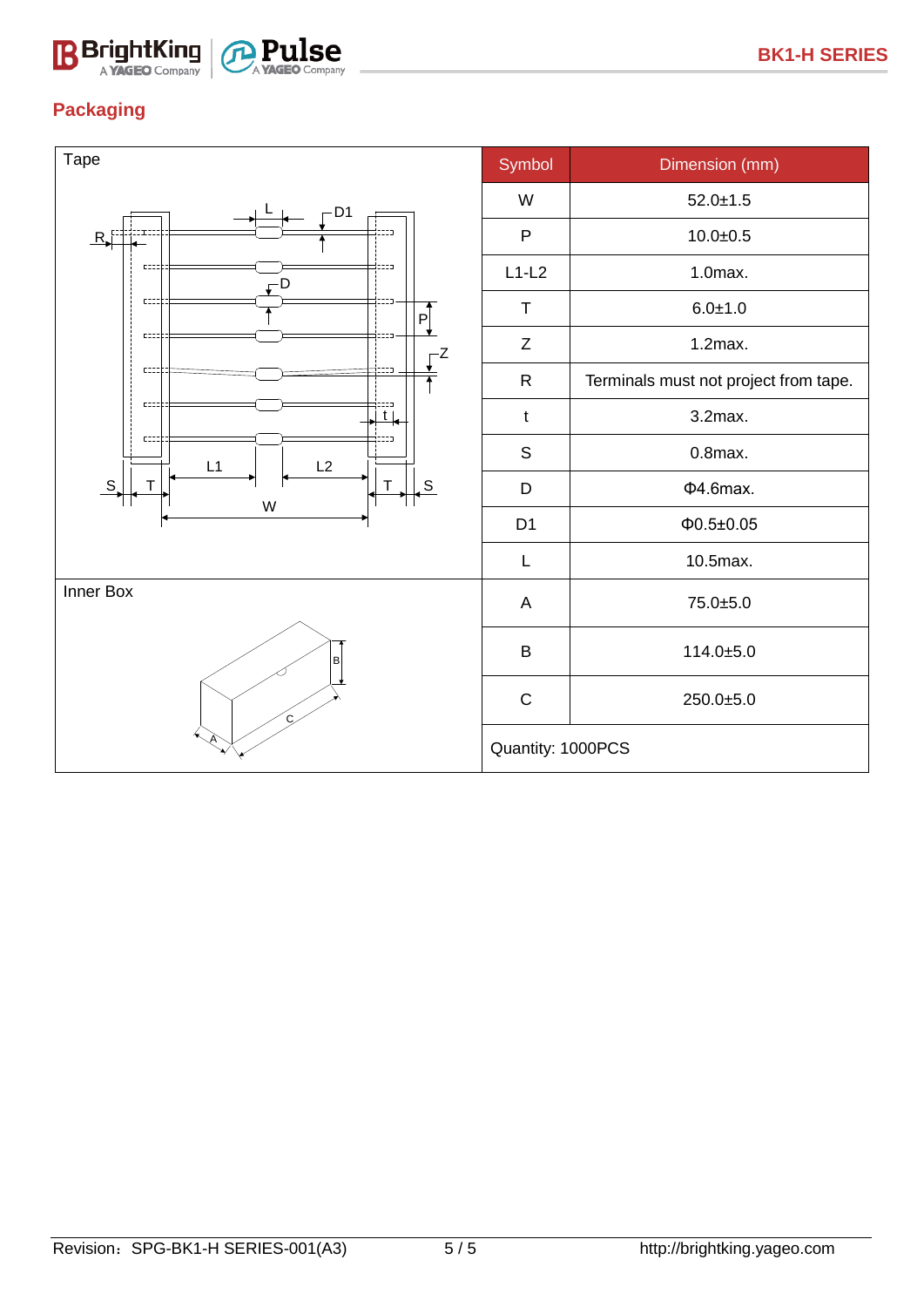## Packaging

Tape

| Symbol | Dimension (mm) |
|---|---|
| W | 52.0±1.5 |
| P | 10.0±0.5 |
| L1-L2 | 1.0max. |
| T | 6.0±1.0 |
| Z | 1.2max. |
| R | Terminals must not project from tape. |
| t | 3.2max. |
| S | 0.8max. |
| D | Φ4.6max. |
| D1 | Φ0.5±0.05 |
| L | 10.5max. |

Inner Box

| Symbol | Dimension (mm) |
|---|---|
| A | 75.0±5.0 |
| B | 114.0±5.0 |
| C | 250.0±5.0 |

Quantity: 1000PCS

Revision：SPG-BK1-H SERIES-001(A3)

http://brightking.yageo.com